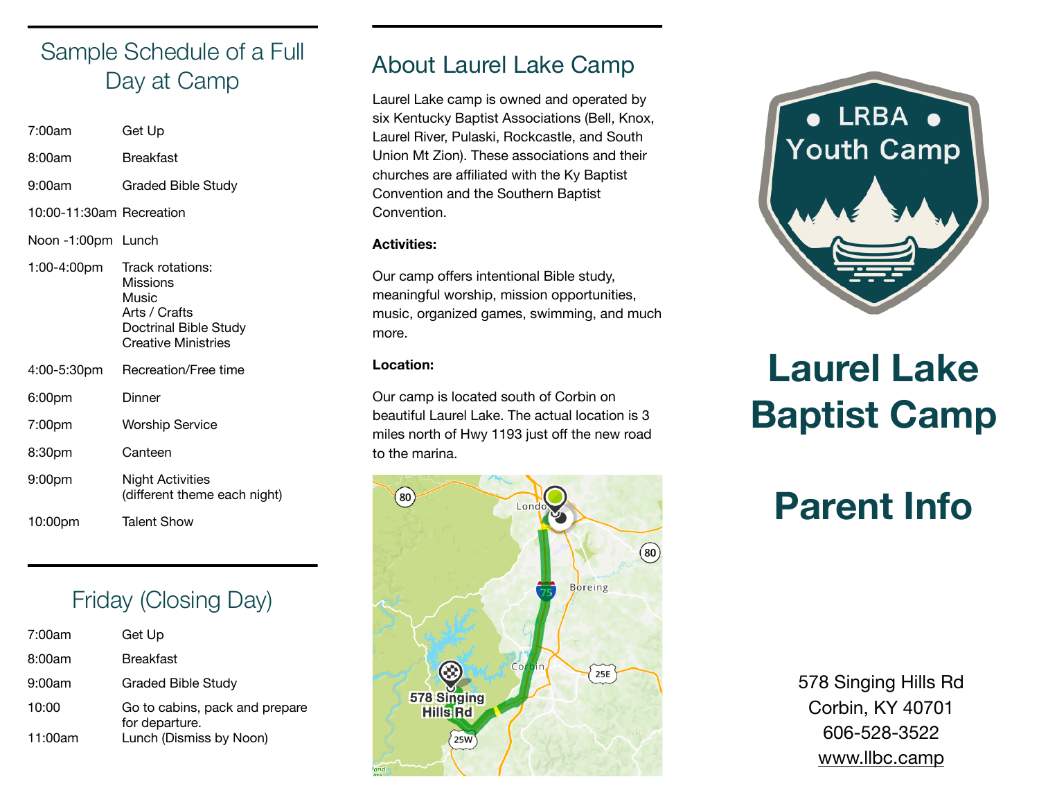## Sample Schedule of a Full Day at Camp

| Time | Activity |
|---|---|
| 7:00am | Get Up |
| 8:00am | Breakfast |
| 9:00am | Graded Bible Study |
| 10:00-11:30am | Recreation |
| Noon -1:00pm | Lunch |
| 1:00-4:00pm | Track rotations:<br>Missions<br>Music<br>Arts / Crafts<br>Doctrinal Bible Study<br>Creative Ministries |
| 4:00-5:30pm | Recreation/Free time |
| 6:00pm | Dinner |
| 7:00pm | Worship Service |
| 8:30pm | Canteen |
| 9:00pm | Night Activities<br>(different theme each night) |
| 10:00pm | Talent Show |

## Friday (Closing Day)

| Time | Activity |
|---|---|
| 7:00am | Get Up |
| 8:00am | Breakfast |
| 9:00am | Graded Bible Study |
| 10:00 | Go to cabins, pack and prepare for departure. |
| 11:00am | Lunch (Dismiss by Noon) |

## About Laurel Lake Camp

Laurel Lake camp is owned and operated by six Kentucky Baptist Associations (Bell, Knox, Laurel River, Pulaski, Rockcastle, and South Union Mt Zion). These associations and their churches are affiliated with the Ky Baptist Convention and the Southern Baptist Convention.

**Activities:**

Our camp offers intentional Bible study, meaningful worship, mission opportunities, music, organized games, swimming, and much more.

**Location:**

Our camp is located south of Corbin on beautiful Laurel Lake. The actual location is 3 miles north of Hwy 1193 just off the new road to the marina.

LRBA Youth Camp

# Laurel Lake Baptist Camp

# Parent Info

578 Singing Hills Rd
Corbin, KY 40701
606-528-3522
www.llbc.camp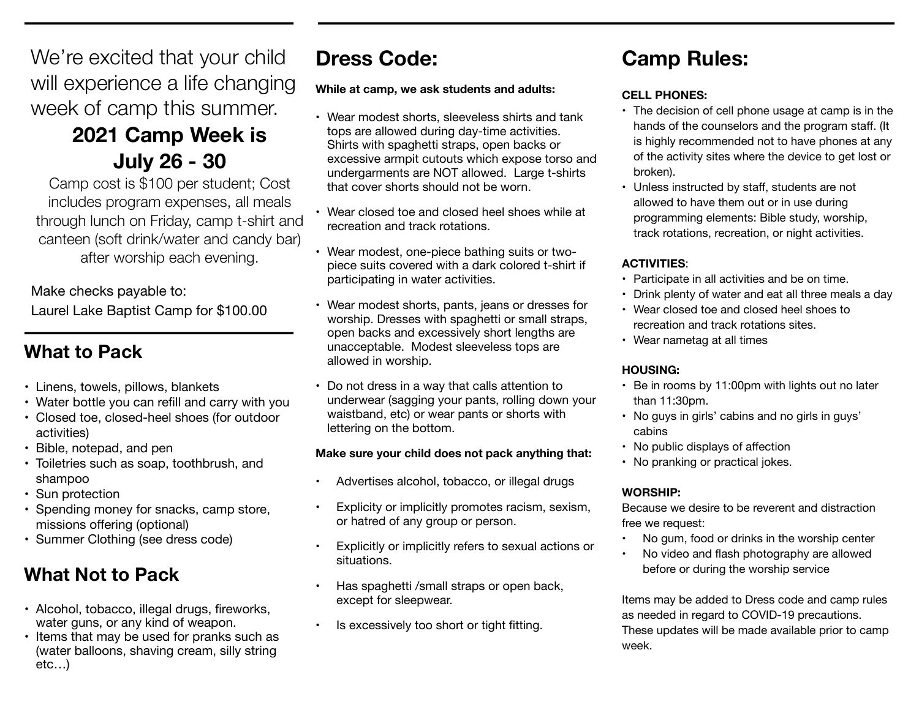We're excited that your child will experience a life changing week of camp this summer.

**2021 Camp Week is July 26 - 30**

Camp cost is $100 per student; Cost includes program expenses, all meals through lunch on Friday, camp t-shirt and canteen (soft drink/water and candy bar) after worship each evening.

Make checks payable to:
Laurel Lake Baptist Camp for $100.00

## What to Pack

- Linens, towels, pillows, blankets
- Water bottle you can refill and carry with you
- Closed toe, closed-heel shoes (for outdoor activities)
- Bible, notepad, and pen
- Toiletries such as soap, toothbrush, and shampoo
- Sun protection
- Spending money for snacks, camp store, missions offering (optional)
- Summer Clothing (see dress code)

## What Not to Pack

- Alcohol, tobacco, illegal drugs, fireworks, water guns, or any kind of weapon.
- Items that may be used for pranks such as (water balloons, shaving cream, silly string etc…)

## Dress Code:

**While at camp, we ask students and adults:**

- Wear modest shorts, sleeveless shirts and tank tops are allowed during day-time activities. Shirts with spaghetti straps, open backs or excessive armpit cutouts which expose torso and undergarments are NOT allowed. Large t-shirts that cover shorts should not be worn.
- Wear closed toe and closed heel shoes while at recreation and track rotations.
- Wear modest, one-piece bathing suits or two-piece suits covered with a dark colored t-shirt if participating in water activities.
- Wear modest shorts, pants, jeans or dresses for worship. Dresses with spaghetti or small straps, open backs and excessively short lengths are unacceptable. Modest sleeveless tops are allowed in worship.
- Do not dress in a way that calls attention to underwear (sagging your pants, rolling down your waistband, etc) or wear pants or shorts with lettering on the bottom.

**Make sure your child does not pack anything that:**

- Advertises alcohol, tobacco, or illegal drugs
- Explicity or implicitly promotes racism, sexism, or hatred of any group or person.
- Explicitly or implicitly refers to sexual actions or situations.
- Has spaghetti /small straps or open back, except for sleepwear.
- Is excessively too short or tight fitting.

## Camp Rules:

**CELL PHONES:**

- The decision of cell phone usage at camp is in the hands of the counselors and the program staff. (It is highly recommended not to have phones at any of the activity sites where the device to get lost or broken).
- Unless instructed by staff, students are not allowed to have them out or in use during programming elements: Bible study, worship, track rotations, recreation, or night activities.

**ACTIVITIES**:

- Participate in all activities and be on time.
- Drink plenty of water and eat all three meals a day
- Wear closed toe and closed heel shoes to recreation and track rotations sites.
- Wear nametag at all times

**HOUSING:**

- Be in rooms by 11:00pm with lights out no later than 11:30pm.
- No guys in girls' cabins and no girls in guys' cabins
- No public displays of affection
- No pranking or practical jokes.

**WORSHIP:**

Because we desire to be reverent and distraction free we request:

- No gum, food or drinks in the worship center
- No video and flash photography are allowed before or during the worship service

Items may be added to Dress code and camp rules as needed in regard to COVID-19 precautions. These updates will be made available prior to camp week.